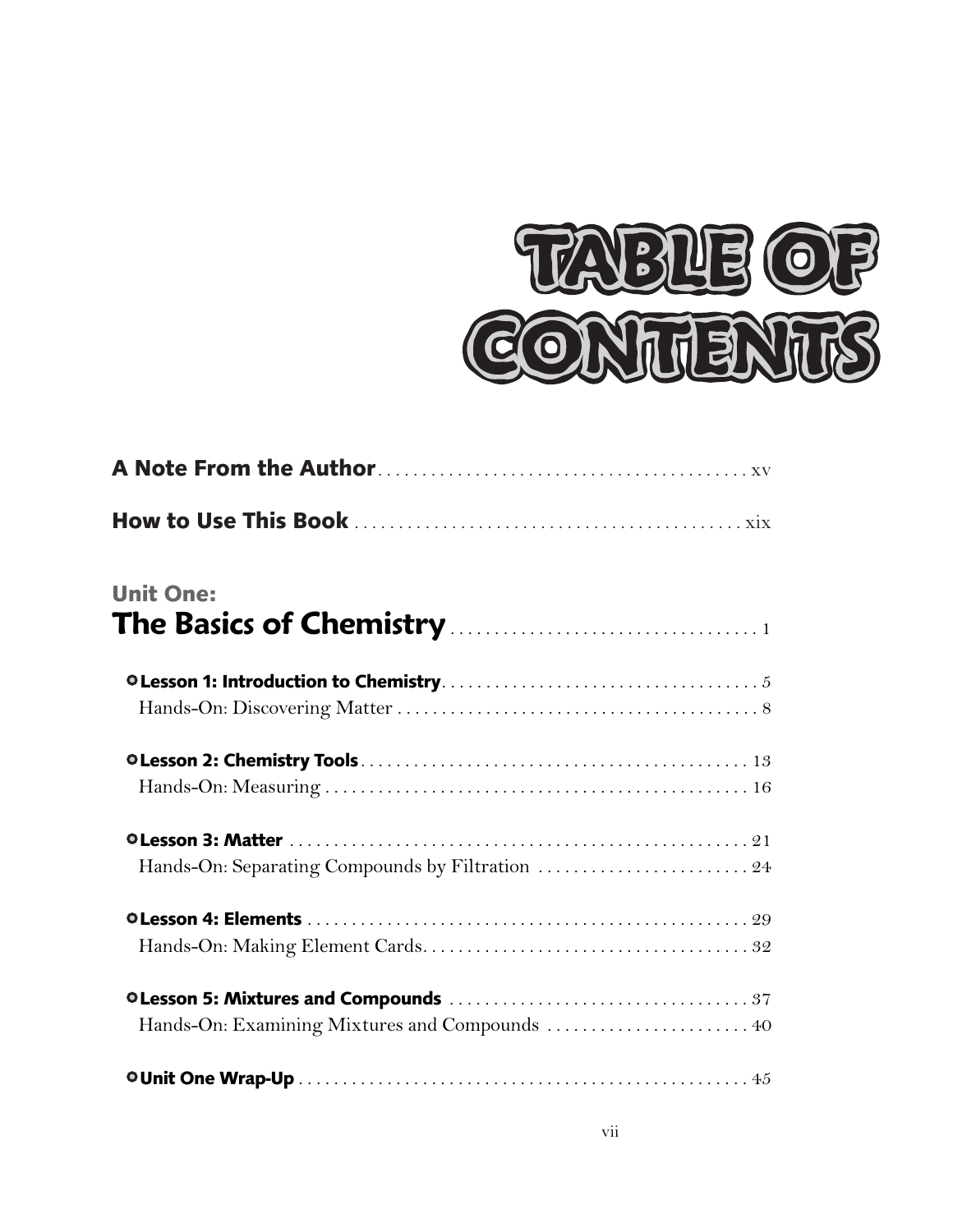# TABLE OF CONTENTS

**A Note From the Author** .......... xv

**How to Use This Book** .......... xix

## Unit One: The Basics of Chemistry .......... 1

- **Lesson 1: Introduction to Chemistry** .......... 5
  Hands-On: Discovering Matter .......... 8

- **Lesson 2: Chemistry Tools** .......... 13
  Hands-On: Measuring .......... 16

- **Lesson 3: Matter** .......... 21
  Hands-On: Separating Compounds by Filtration .......... 24

- **Lesson 4: Elements** .......... 29
  Hands-On: Making Element Cards .......... 32

- **Lesson 5: Mixtures and Compounds** .......... 37
  Hands-On: Examining Mixtures and Compounds .......... 40

- **Unit One Wrap-Up** .......... 45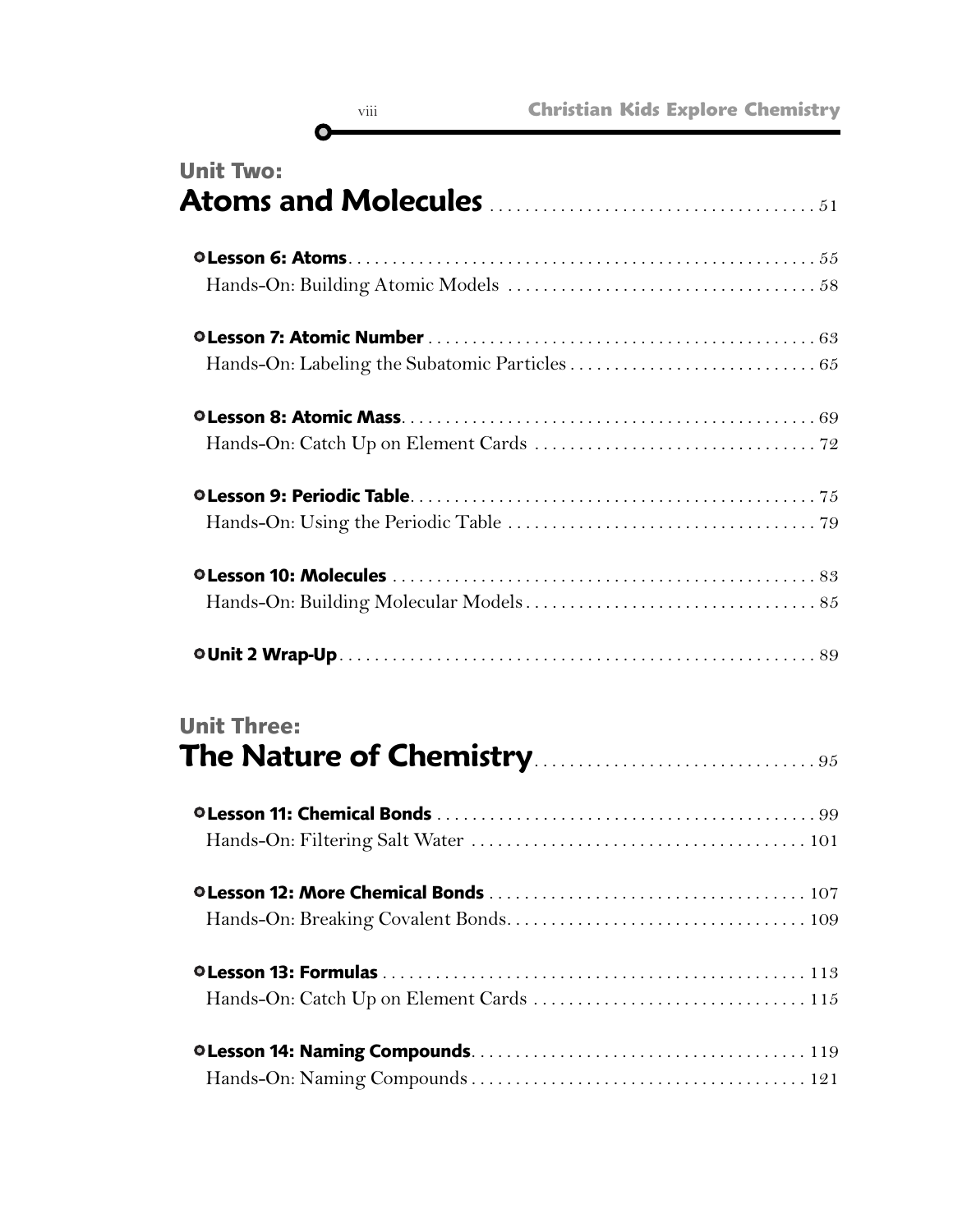## Unit Two: Atoms and Molecules ..... 51

**Lesson 6: Atoms** ..... 55
Hands-On: Building Atomic Models ..... 58

**Lesson 7: Atomic Number** ..... 63
Hands-On: Labeling the Subatomic Particles ..... 65

**Lesson 8: Atomic Mass** ..... 69
Hands-On: Catch Up on Element Cards ..... 72

**Lesson 9: Periodic Table** ..... 75
Hands-On: Using the Periodic Table ..... 79

**Lesson 10: Molecules** ..... 83
Hands-On: Building Molecular Models ..... 85

**Unit 2 Wrap-Up** ..... 89

## Unit Three: The Nature of Chemistry ..... 95

**Lesson 11: Chemical Bonds** ..... 99
Hands-On: Filtering Salt Water ..... 101

**Lesson 12: More Chemical Bonds** ..... 107
Hands-On: Breaking Covalent Bonds ..... 109

**Lesson 13: Formulas** ..... 113
Hands-On: Catch Up on Element Cards ..... 115

**Lesson 14: Naming Compounds** ..... 119
Hands-On: Naming Compounds ..... 121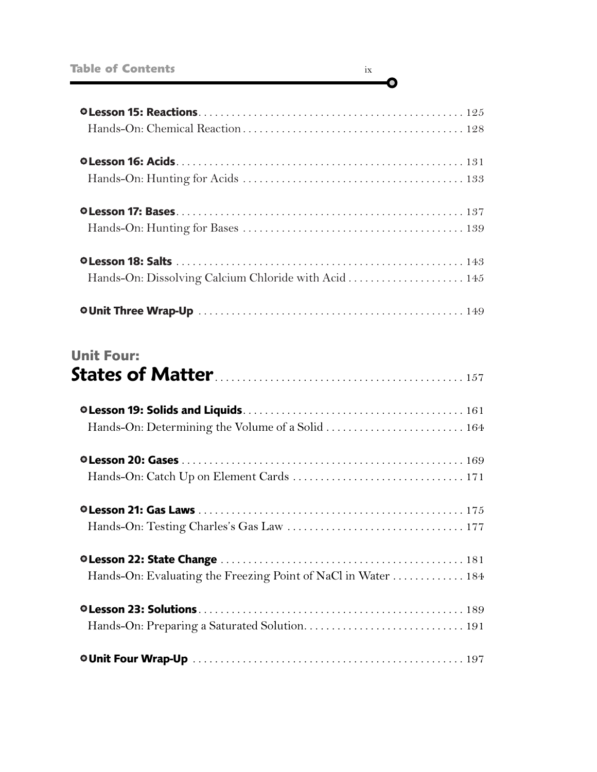**Lesson 15: Reactions** ........................................ 125
Hands-On: Chemical Reaction ........................................ 128

**Lesson 16: Acids** ........................................ 131
Hands-On: Hunting for Acids ........................................ 133

**Lesson 17: Bases** ........................................ 137
Hands-On: Hunting for Bases ........................................ 139

**Lesson 18: Salts** ........................................ 143
Hands-On: Dissolving Calcium Chloride with Acid ........................................ 145

**Unit Three Wrap-Up** ........................................ 149

## Unit Four: States of Matter ........................................ 157

**Lesson 19: Solids and Liquids** ........................................ 161
Hands-On: Determining the Volume of a Solid ........................................ 164

**Lesson 20: Gases** ........................................ 169
Hands-On: Catch Up on Element Cards ........................................ 171

**Lesson 21: Gas Laws** ........................................ 175
Hands-On: Testing Charles's Gas Law ........................................ 177

**Lesson 22: State Change** ........................................ 181
Hands-On: Evaluating the Freezing Point of NaCl in Water ........................................ 184

**Lesson 23: Solutions** ........................................ 189
Hands-On: Preparing a Saturated Solution ........................................ 191

**Unit Four Wrap-Up** ........................................ 197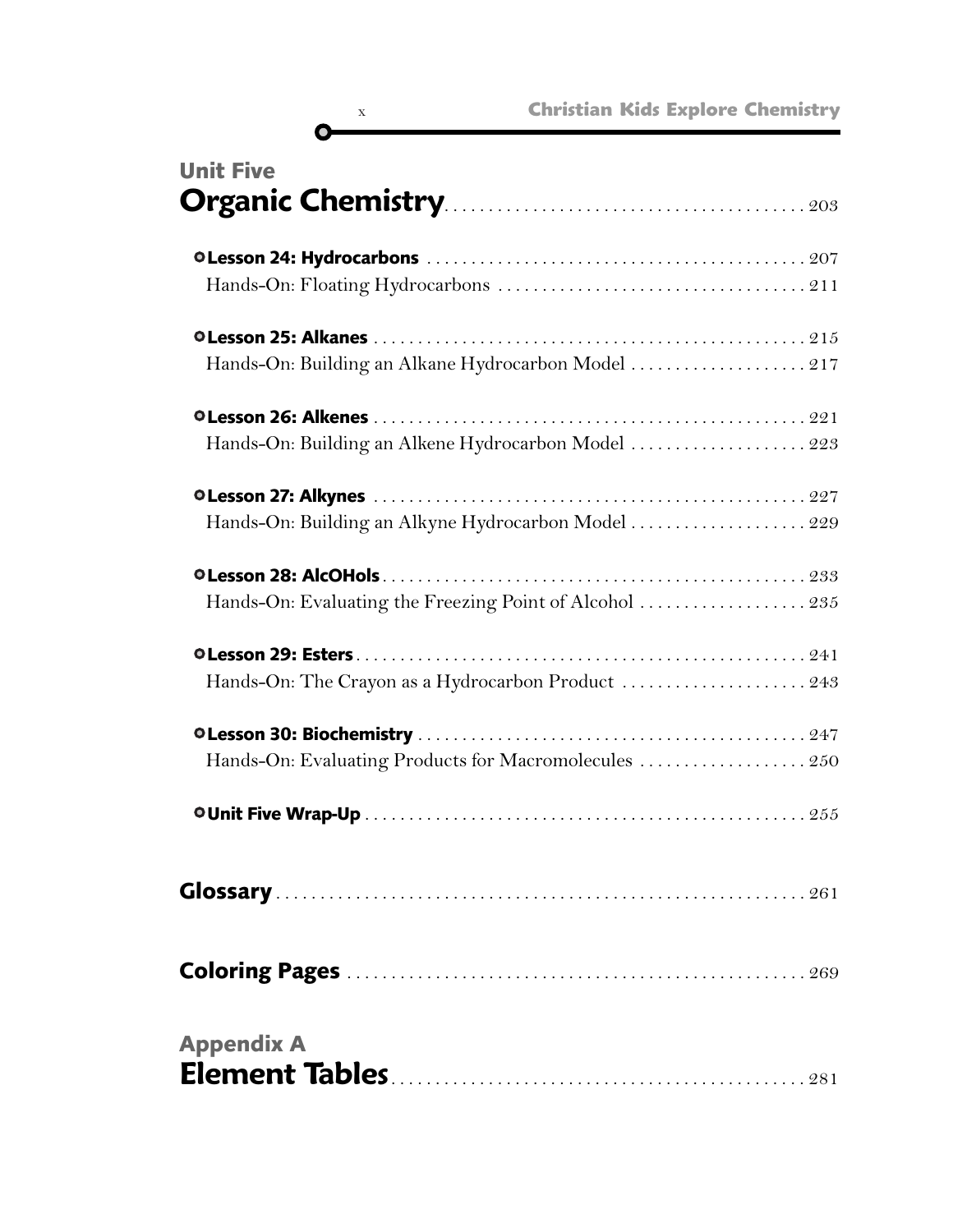## Unit Five
# Organic Chemistry ........................................ 203

**Lesson 24: Hydrocarbons** .......................................... 207
Hands-On: Floating Hydrocarbons .................................. 211

**Lesson 25: Alkanes** ................................................ 215
Hands-On: Building an Alkane Hydrocarbon Model .................... 217

**Lesson 26: Alkenes** ................................................ 221
Hands-On: Building an Alkene Hydrocarbon Model .................... 223

**Lesson 27: Alkynes** ................................................ 227
Hands-On: Building an Alkyne Hydrocarbon Model .................... 229

**Lesson 28: AlcOHols** ............................................... 233
Hands-On: Evaluating the Freezing Point of Alcohol ................... 235

**Lesson 29: Esters** .................................................. 241
Hands-On: The Crayon as a Hydrocarbon Product ..................... 243

**Lesson 30: Biochemistry** ........................................... 247
Hands-On: Evaluating Products for Macromolecules ................... 250

**Unit Five Wrap-Up** .................................................. 255

# Glossary ............................................................ 261

# Coloring Pages .................................................... 269

## Appendix A
# Element Tables ............................................... 281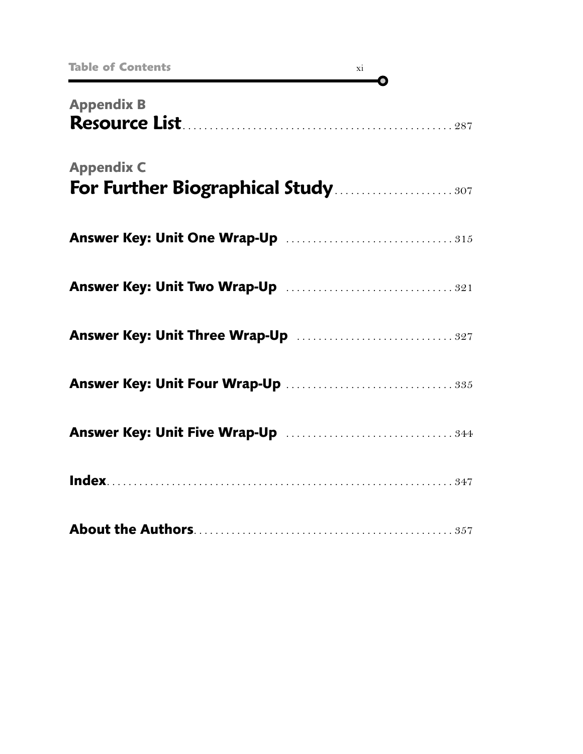## Appendix B
## Resource List ........ 287

## Appendix C
## For Further Biographical Study ........ 307

**Answer Key: Unit One Wrap-Up** ........ 315

**Answer Key: Unit Two Wrap-Up** ........ 321

**Answer Key: Unit Three Wrap-Up** ........ 327

**Answer Key: Unit Four Wrap-Up** ........ 335

**Answer Key: Unit Five Wrap-Up** ........ 344

**Index** ........ 347

**About the Authors** ........ 357